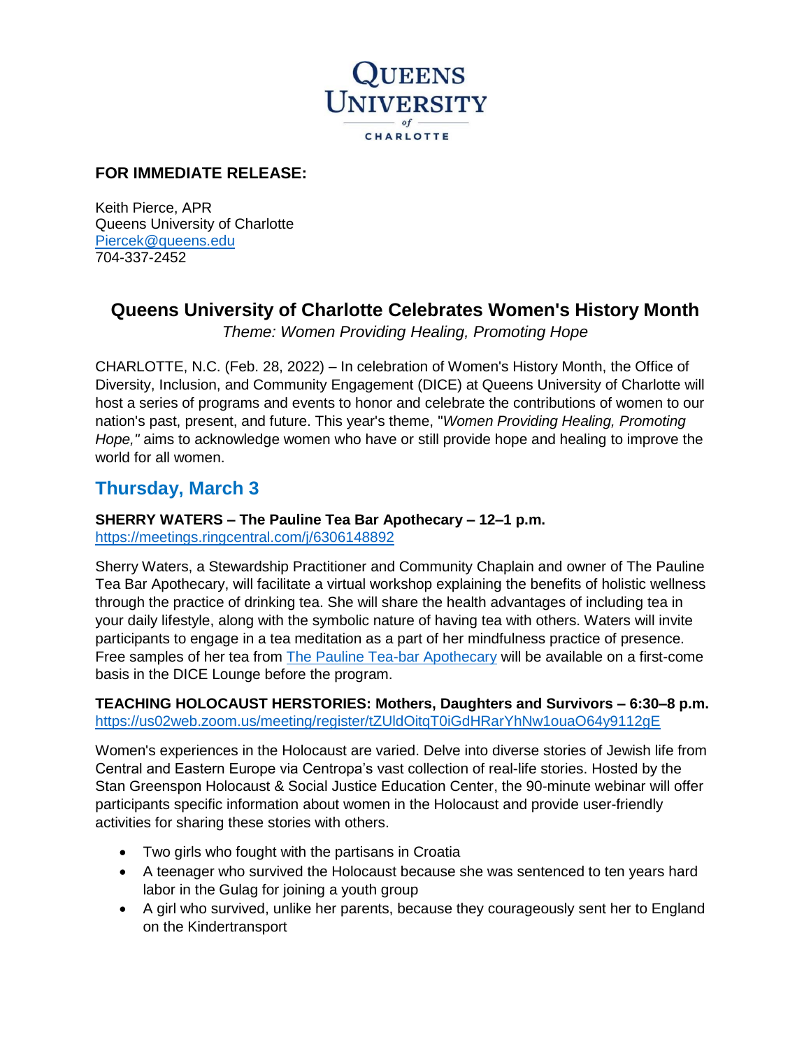**QUEENS UNIVERSITY of CHARLOTTE**

**FOR IMMEDIATE RELEASE:**

Keith Pierce, APR
Queens University of Charlotte
Piercek@queens.edu
704-337-2452

# Queens University of Charlotte Celebrates Women's History Month

*Theme: Women Providing Healing, Promoting Hope*

CHARLOTTE, N.C. (Feb. 28, 2022) – In celebration of Women's History Month, the Office of Diversity, Inclusion, and Community Engagement (DICE) at Queens University of Charlotte will host a series of programs and events to honor and celebrate the contributions of women to our nation's past, present, and future. This year's theme, "*Women Providing Healing, Promoting Hope,"* aims to acknowledge women who have or still provide hope and healing to improve the world for all women.

## Thursday, March 3

**SHERRY WATERS – The Pauline Tea Bar Apothecary – 12–1 p.m.**
https://meetings.ringcentral.com/j/6306148892

Sherry Waters, a Stewardship Practitioner and Community Chaplain and owner of The Pauline Tea Bar Apothecary, will facilitate a virtual workshop explaining the benefits of holistic wellness through the practice of drinking tea. She will share the health advantages of including tea in your daily lifestyle, along with the symbolic nature of having tea with others. Waters will invite participants to engage in a tea meditation as a part of her mindfulness practice of presence. Free samples of her tea from The Pauline Tea-bar Apothecary will be available on a first-come basis in the DICE Lounge before the program.

**TEACHING HOLOCAUST HERSTORIES: Mothers, Daughters and Survivors – 6:30–8 p.m.**
https://us02web.zoom.us/meeting/register/tZUldOitqT0iGdHRarYhNw1ouaO64y9112gE

Women's experiences in the Holocaust are varied. Delve into diverse stories of Jewish life from Central and Eastern Europe via Centropa's vast collection of real-life stories. Hosted by the Stan Greenspon Holocaust & Social Justice Education Center, the 90-minute webinar will offer participants specific information about women in the Holocaust and provide user-friendly activities for sharing these stories with others.

- Two girls who fought with the partisans in Croatia
- A teenager who survived the Holocaust because she was sentenced to ten years hard labor in the Gulag for joining a youth group
- A girl who survived, unlike her parents, because they courageously sent her to England on the Kindertransport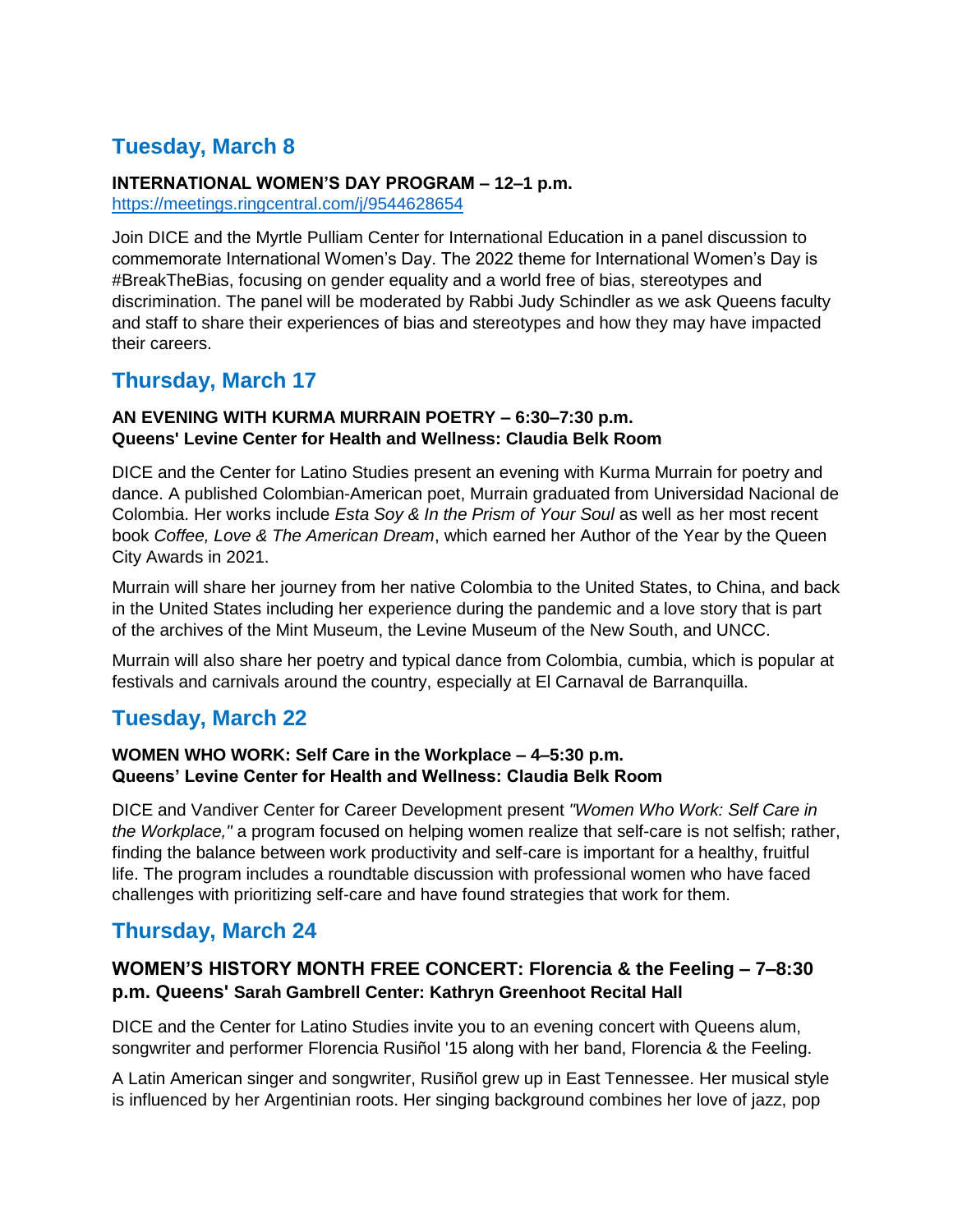## Tuesday, March 8

**INTERNATIONAL WOMEN'S DAY PROGRAM – 12–1 p.m.**
[https://meetings.ringcentral.com/j/9544628654](https://meetings.ringcentral.com/j/9544628654)

Join DICE and the Myrtle Pulliam Center for International Education in a panel discussion to commemorate International Women's Day. The 2022 theme for International Women's Day is #BreakTheBias, focusing on gender equality and a world free of bias, stereotypes and discrimination. The panel will be moderated by Rabbi Judy Schindler as we ask Queens faculty and staff to share their experiences of bias and stereotypes and how they may have impacted their careers.

## Thursday, March 17

**AN EVENING WITH KURMA MURRAIN POETRY – 6:30–7:30 p.m.**
**Queens' Levine Center for Health and Wellness: Claudia Belk Room**

DICE and the Center for Latino Studies present an evening with Kurma Murrain for poetry and dance. A published Colombian-American poet, Murrain graduated from Universidad Nacional de Colombia. Her works include *Esta Soy & In the Prism of Your Soul* as well as her most recent book *Coffee, Love & The American Dream*, which earned her Author of the Year by the Queen City Awards in 2021.

Murrain will share her journey from her native Colombia to the United States, to China, and back in the United States including her experience during the pandemic and a love story that is part of the archives of the Mint Museum, the Levine Museum of the New South, and UNCC.

Murrain will also share her poetry and typical dance from Colombia, cumbia, which is popular at festivals and carnivals around the country, especially at El Carnaval de Barranquilla.

## Tuesday, March 22

**WOMEN WHO WORK: Self Care in the Workplace – 4–5:30 p.m.**
**Queens' Levine Center for Health and Wellness: Claudia Belk Room**

DICE and Vandiver Center for Career Development present *"Women Who Work: Self Care in the Workplace,"* a program focused on helping women realize that self-care is not selfish; rather, finding the balance between work productivity and self-care is important for a healthy, fruitful life. The program includes a roundtable discussion with professional women who have faced challenges with prioritizing self-care and have found strategies that work for them.

## Thursday, March 24

**WOMEN'S HISTORY MONTH FREE CONCERT: Florencia & the Feeling – 7–8:30 p.m. Queens' Sarah Gambrell Center: Kathryn Greenhoot Recital Hall**

DICE and the Center for Latino Studies invite you to an evening concert with Queens alum, songwriter and performer Florencia Rusiñol '15 along with her band, Florencia & the Feeling.

A Latin American singer and songwriter, Rusiñol grew up in East Tennessee. Her musical style is influenced by her Argentinian roots. Her singing background combines her love of jazz, pop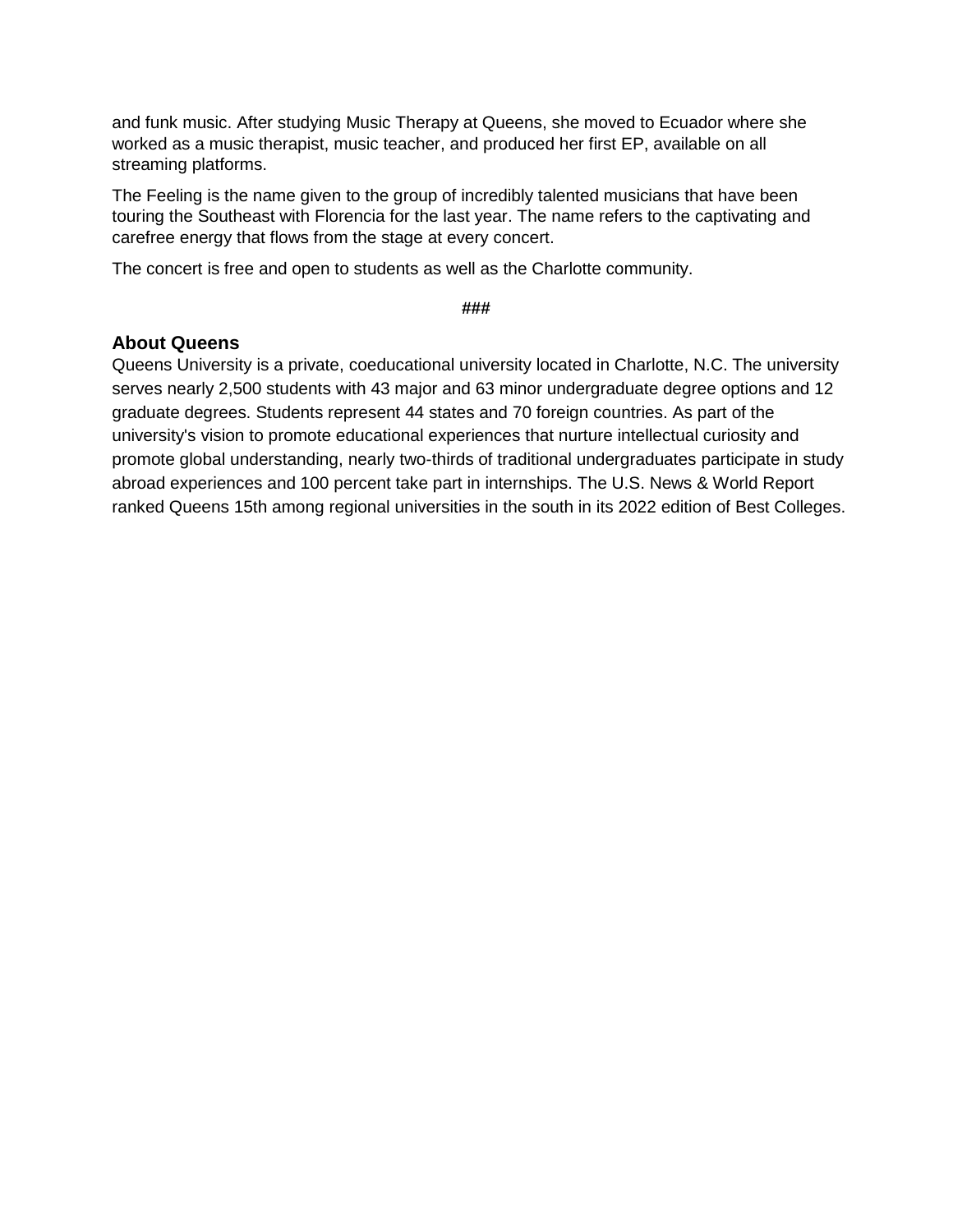and funk music. After studying Music Therapy at Queens, she moved to Ecuador where she worked as a music therapist, music teacher, and produced her first EP, available on all streaming platforms.

The Feeling is the name given to the group of incredibly talented musicians that have been touring the Southeast with Florencia for the last year. The name refers to the captivating and carefree energy that flows from the stage at every concert.

The concert is free and open to students as well as the Charlotte community.

###

**About Queens**

Queens University is a private, coeducational university located in Charlotte, N.C. The university serves nearly 2,500 students with 43 major and 63 minor undergraduate degree options and 12 graduate degrees. Students represent 44 states and 70 foreign countries. As part of the university's vision to promote educational experiences that nurture intellectual curiosity and promote global understanding, nearly two-thirds of traditional undergraduates participate in study abroad experiences and 100 percent take part in internships. The U.S. News & World Report ranked Queens 15th among regional universities in the south in its 2022 edition of Best Colleges.